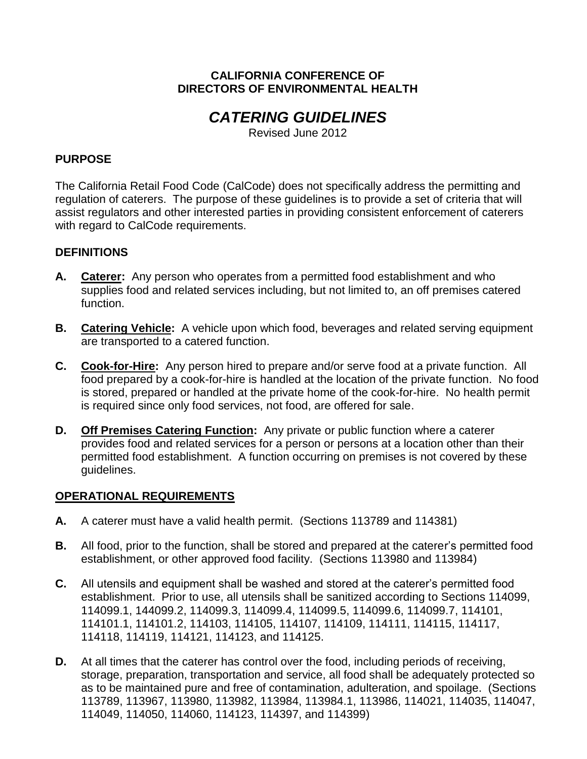**CALIFORNIA CONFERENCE OF**
**DIRECTORS OF ENVIRONMENTAL HEALTH**

# *CATERING GUIDELINES*

Revised June 2012

## PURPOSE

The California Retail Food Code (CalCode) does not specifically address the permitting and regulation of caterers. The purpose of these guidelines is to provide a set of criteria that will assist regulators and other interested parties in providing consistent enforcement of caterers with regard to CalCode requirements.

## DEFINITIONS

**A. Caterer:** Any person who operates from a permitted food establishment and who supplies food and related services including, but not limited to, an off premises catered function.

**B. Catering Vehicle:** A vehicle upon which food, beverages and related serving equipment are transported to a catered function.

**C. Cook-for-Hire:** Any person hired to prepare and/or serve food at a private function. All food prepared by a cook-for-hire is handled at the location of the private function. No food is stored, prepared or handled at the private home of the cook-for-hire. No health permit is required since only food services, not food, are offered for sale.

**D. Off Premises Catering Function:** Any private or public function where a caterer provides food and related services for a person or persons at a location other than their permitted food establishment. A function occurring on premises is not covered by these guidelines.

## OPERATIONAL REQUIREMENTS

**A.** A caterer must have a valid health permit. (Sections 113789 and 114381)

**B.** All food, prior to the function, shall be stored and prepared at the caterer's permitted food establishment, or other approved food facility. (Sections 113980 and 113984)

**C.** All utensils and equipment shall be washed and stored at the caterer's permitted food establishment. Prior to use, all utensils shall be sanitized according to Sections 114099, 114099.1, 144099.2, 114099.3, 114099.4, 114099.5, 114099.6, 114099.7, 114101, 114101.1, 114101.2, 114103, 114105, 114107, 114109, 114111, 114115, 114117, 114118, 114119, 114121, 114123, and 114125.

**D.** At all times that the caterer has control over the food, including periods of receiving, storage, preparation, transportation and service, all food shall be adequately protected so as to be maintained pure and free of contamination, adulteration, and spoilage. (Sections 113789, 113967, 113980, 113982, 113984, 113984.1, 113986, 114021, 114035, 114047, 114049, 114050, 114060, 114123, 114397, and 114399)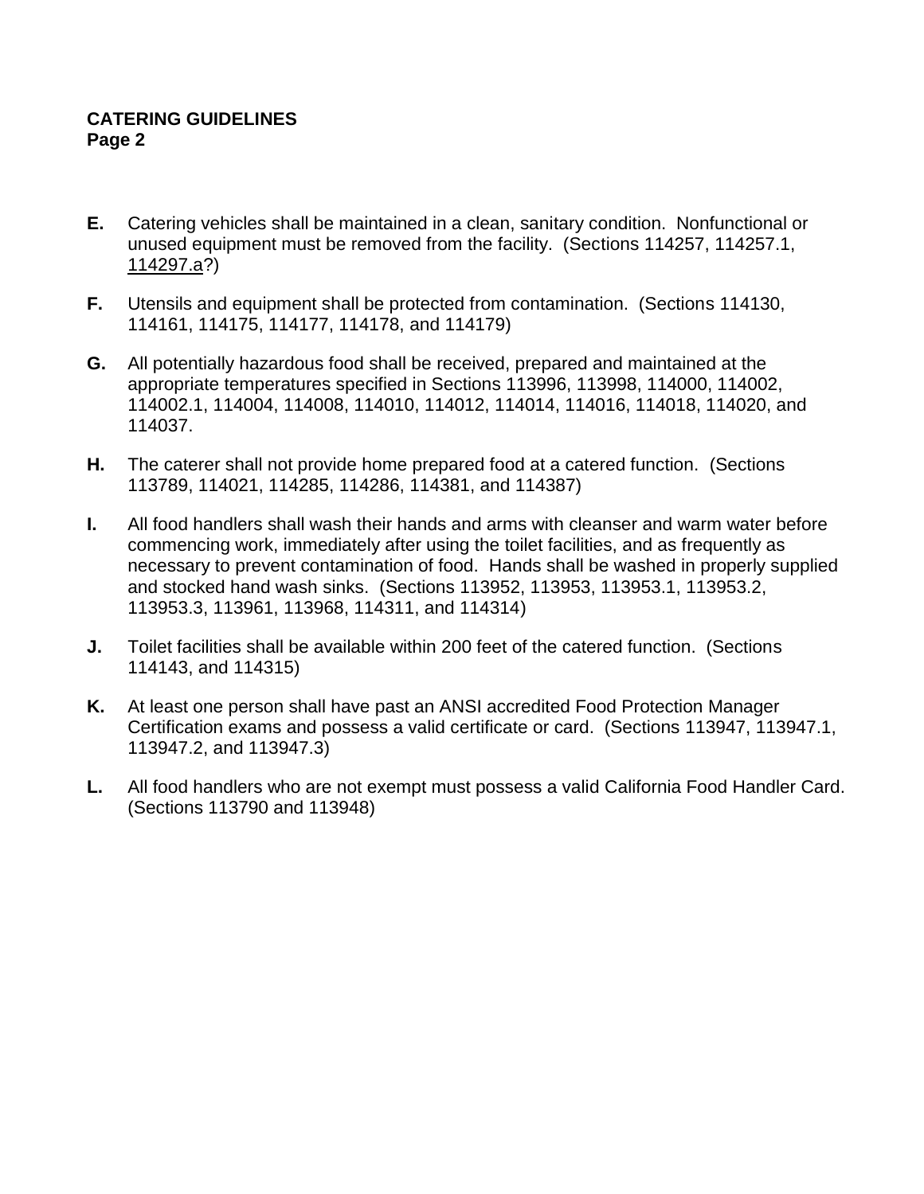**E.** Catering vehicles shall be maintained in a clean, sanitary condition. Nonfunctional or unused equipment must be removed from the facility. (Sections 114257, 114257.1, 114297.a?)

**F.** Utensils and equipment shall be protected from contamination. (Sections 114130, 114161, 114175, 114177, 114178, and 114179)

**G.** All potentially hazardous food shall be received, prepared and maintained at the appropriate temperatures specified in Sections 113996, 113998, 114000, 114002, 114002.1, 114004, 114008, 114010, 114012, 114014, 114016, 114018, 114020, and 114037.

**H.** The caterer shall not provide home prepared food at a catered function. (Sections 113789, 114021, 114285, 114286, 114381, and 114387)

**I.** All food handlers shall wash their hands and arms with cleanser and warm water before commencing work, immediately after using the toilet facilities, and as frequently as necessary to prevent contamination of food. Hands shall be washed in properly supplied and stocked hand wash sinks. (Sections 113952, 113953, 113953.1, 113953.2, 113953.3, 113961, 113968, 114311, and 114314)

**J.** Toilet facilities shall be available within 200 feet of the catered function. (Sections 114143, and 114315)

**K.** At least one person shall have past an ANSI accredited Food Protection Manager Certification exams and possess a valid certificate or card. (Sections 113947, 113947.1, 113947.2, and 113947.3)

**L.** All food handlers who are not exempt must possess a valid California Food Handler Card. (Sections 113790 and 113948)